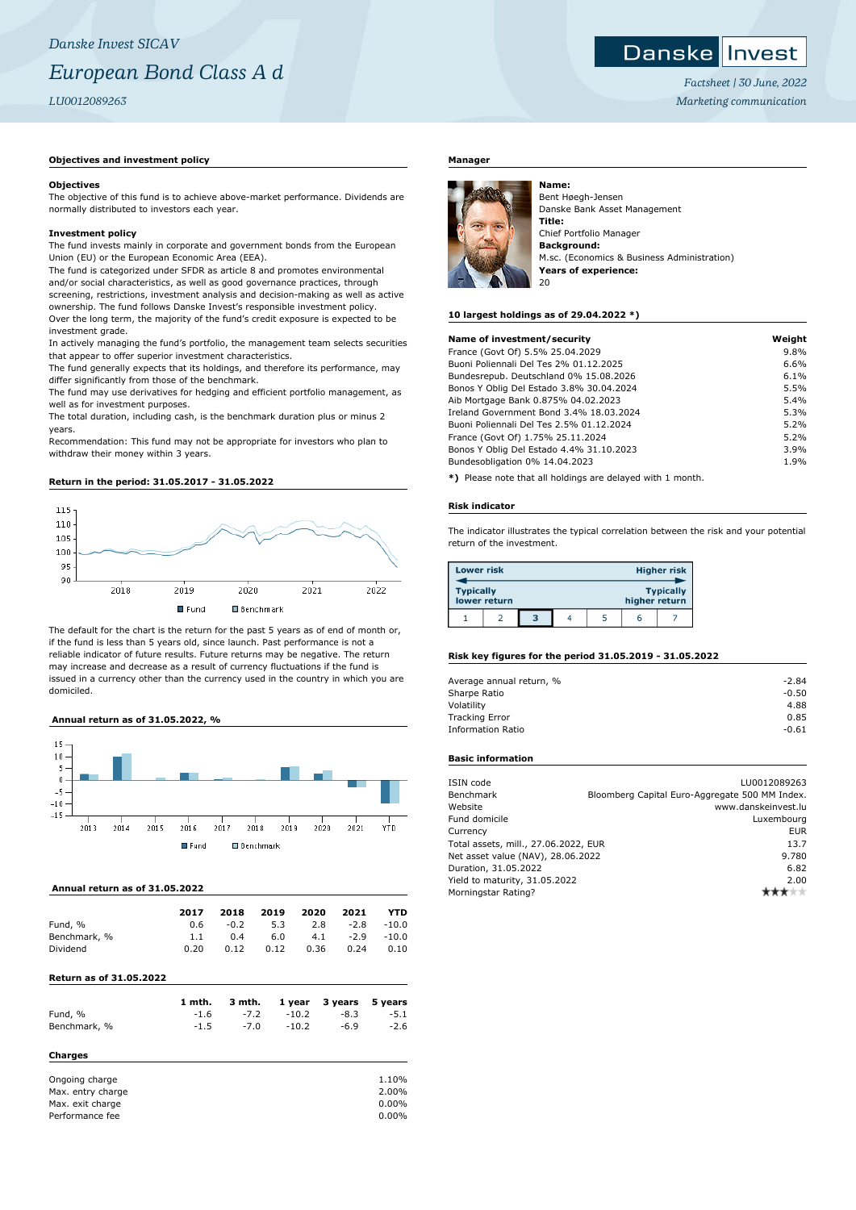*Danske Invest SICAV*

# *European Bond Class A d*

*LU0012089263*

Danske Invest

*Factsheet | 30 June, 2022*

*Marketing communication*

## Objectives and investment policy

**Objectives**

The objective of this fund is to achieve above-market performance. Dividends are normally distributed to investors each year.

**Investment policy**

The fund invests mainly in corporate and government bonds from the European Union (EU) or the European Economic Area (EEA).

The fund is categorized under SFDR as article 8 and promotes environmental and/or social characteristics, as well as good governance practices, through screening, restrictions, investment analysis and decision-making as well as active ownership. The fund follows Danske Invest's responsible investment policy.

Over the long term, the majority of the fund's credit exposure is expected to be investment grade.

In actively managing the fund's portfolio, the management team selects securities that appear to offer superior investment characteristics.

The fund generally expects that its holdings, and therefore its performance, may differ significantly from those of the benchmark.

The fund may use derivatives for hedging and efficient portfolio management, as well as for investment purposes.

The total duration, including cash, is the benchmark duration plus or minus 2 years.

Recommendation: This fund may not be appropriate for investors who plan to withdraw their money within 3 years.

## Return in the period: 31.05.2017 - 31.05.2022

Fund / Benchmark

The default for the chart is the return for the past 5 years as of end of month or, if the fund is less than 5 years old, since launch. Past performance is not a reliable indicator of future results. Future returns may be negative. The return may increase and decrease as a result of currency fluctuations if the fund is issued in a currency other than the currency used in the country in which you are domiciled.

## Annual return as of 31.05.2022, %

Fund / Benchmark

## Annual return as of 31.05.2022

| | 2017 | 2018 | 2019 | 2020 | 2021 | YTD |
|---|---|---|---|---|---|---|
| Fund, % | 0.6 | -0.2 | 5.3 | 2.8 | -2.8 | -10.0 |
| Benchmark, % | 1.1 | 0.4 | 6.0 | 4.1 | -2.9 | -10.0 |
| Dividend | 0.20 | 0.12 | 0.12 | 0.36 | 0.24 | 0.10 |

## Return as of 31.05.2022

| | 1 mth. | 3 mth. | 1 year | 3 years | 5 years |
|---|---|---|---|---|---|
| Fund, % | -1.6 | -7.2 | -10.2 | -8.3 | -5.1 |
| Benchmark, % | -1.5 | -7.0 | -10.2 | -6.9 | -2.6 |

## Charges

| | |
|---|---|
| Ongoing charge | 1.10% |
| Max. entry charge | 2.00% |
| Max. exit charge | 0.00% |
| Performance fee | 0.00% |

## Manager

**Name:**
Bent Høegh-Jensen
Danske Bank Asset Management

**Title:**
Chief Portfolio Manager

**Background:**
M.sc. (Economics & Business Administration)

**Years of experience:**
20

## 10 largest holdings as of 29.04.2022 *)

| Name of investment/security | Weight |
|---|---|
| France (Govt Of) 5.5% 25.04.2029 | 9.8% |
| Buoni Poliennali Del Tes 2% 01.12.2025 | 6.6% |
| Bundesrepub. Deutschland 0% 15.08.2026 | 6.1% |
| Bonos Y Oblig Del Estado 3.8% 30.04.2024 | 5.5% |
| Aib Mortgage Bank 0.875% 04.02.2023 | 5.4% |
| Ireland Government Bond 3.4% 18.03.2024 | 5.3% |
| Buoni Poliennali Del Tes 2.5% 01.12.2024 | 5.2% |
| France (Govt Of) 1.75% 25.11.2024 | 5.2% |
| Bonos Y Oblig Del Estado 4.4% 31.10.2023 | 3.9% |
| Bundesobligation 0% 14.04.2023 | 1.9% |

**\*)** Please note that all holdings are delayed with 1 month.

## Risk indicator

The indicator illustrates the typical correlation between the risk and your potential return of the investment.

| Lower risk / Typically lower return | | | | | | Higher risk / Typically higher return |
|---|---|---|---|---|---|---|
| 1 | 2 | **3** | 4 | 5 | 6 | 7 |

## Risk key figures for the period 31.05.2019 - 31.05.2022

| | |
|---|---|
| Average annual return, % | -2.84 |
| Sharpe Ratio | -0.50 |
| Volatility | 4.88 |
| Tracking Error | 0.85 |
| Information Ratio | -0.61 |

## Basic information

| | |
|---|---|
| ISIN code | LU0012089263 |
| Benchmark | Bloomberg Capital Euro-Aggregate 500 MM Index. |
| Website | www.danskeinvest.lu |
| Fund domicile | Luxembourg |
| Currency | EUR |
| Total assets, mill., 27.06.2022, EUR | 13.7 |
| Net asset value (NAV), 28.06.2022 | 9.780 |
| Duration, 31.05.2022 | 6.82 |
| Yield to maturity, 31.05.2022 | 2.00 |
| Morningstar Rating? | ★★★ |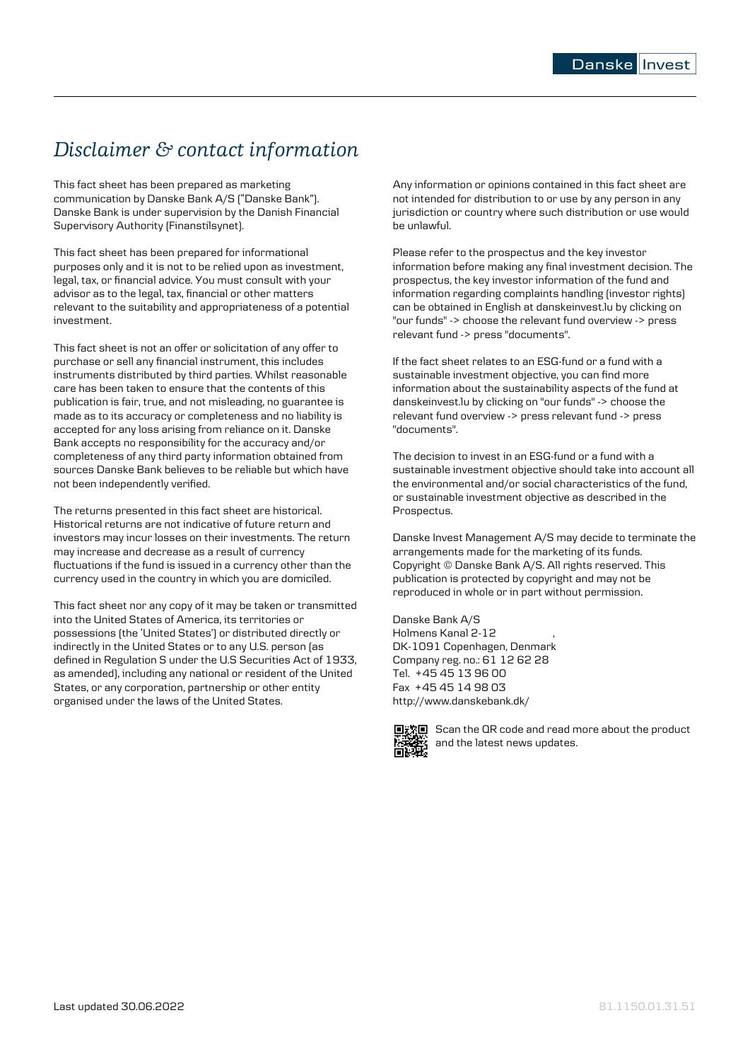## *Disclaimer & contact information*

This fact sheet has been prepared as marketing communication by Danske Bank A/S ("Danske Bank"). Danske Bank is under supervision by the Danish Financial Supervisory Authority (Finanstilsynet).

This fact sheet has been prepared for informational purposes only and it is not to be relied upon as investment, legal, tax, or financial advice. You must consult with your advisor as to the legal, tax, financial or other matters relevant to the suitability and appropriateness of a potential investment.

This fact sheet is not an offer or solicitation of any offer to purchase or sell any financial instrument, this includes instruments distributed by third parties. Whilst reasonable care has been taken to ensure that the contents of this publication is fair, true, and not misleading, no guarantee is made as to its accuracy or completeness and no liability is accepted for any loss arising from reliance on it. Danske Bank accepts no responsibility for the accuracy and/or completeness of any third party information obtained from sources Danske Bank believes to be reliable but which have not been independently verified.

The returns presented in this fact sheet are historical. Historical returns are not indicative of future return and investors may incur losses on their investments. The return may increase and decrease as a result of currency fluctuations if the fund is issued in a currency other than the currency used in the country in which you are domiciled.

This fact sheet nor any copy of it may be taken or transmitted into the United States of America, its territories or possessions (the 'United States') or distributed directly or indirectly in the United States or to any U.S. person (as defined in Regulation S under the U.S Securities Act of 1933, as amended), including any national or resident of the United States, or any corporation, partnership or other entity organised under the laws of the United States.

Any information or opinions contained in this fact sheet are not intended for distribution to or use by any person in any jurisdiction or country where such distribution or use would be unlawful.

Please refer to the prospectus and the key investor information before making any final investment decision. The prospectus, the key investor information of the fund and information regarding complaints handling (investor rights) can be obtained in English at danskeinvest.lu by clicking on "our funds" -> choose the relevant fund overview -> press relevant fund -> press "documents".

If the fact sheet relates to an ESG-fund or a fund with a sustainable investment objective, you can find more information about the sustainability aspects of the fund at danskeinvest.lu by clicking on "our funds" -> choose the relevant fund overview -> press relevant fund -> press "documents".

The decision to invest in an ESG-fund or a fund with a sustainable investment objective should take into account all the environmental and/or social characteristics of the fund, or sustainable investment objective as described in the Prospectus.

Danske Invest Management A/S may decide to terminate the arrangements made for the marketing of its funds. Copyright © Danske Bank A/S. All rights reserved. This publication is protected by copyright and may not be reproduced in whole or in part without permission.

Danske Bank A/S
Holmens Kanal 2-12
DK-1091 Copenhagen, Denmark
Company reg. no.: 61 12 62 28
Tel. +45 45 13 96 00
Fax +45 45 14 98 03
http://www.danskebank.dk/

Scan the QR code and read more about the product and the latest news updates.

Last updated 30.06.2022

81.1150.01.31.51